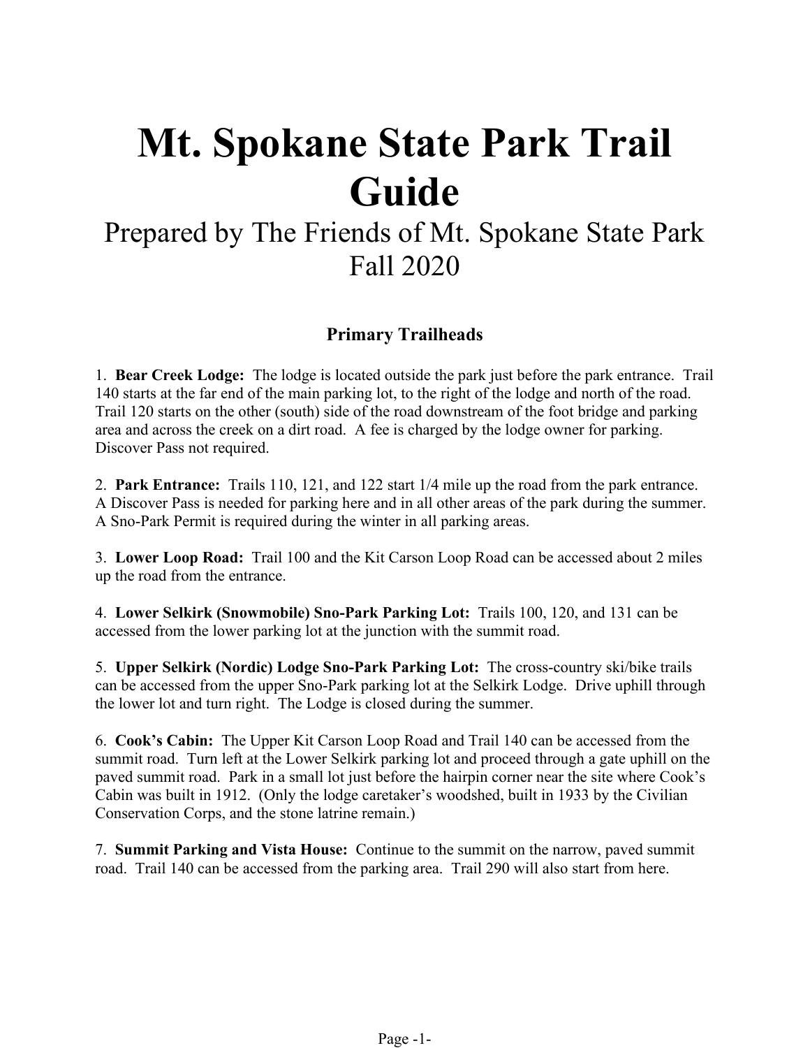# Mt. Spokane State Park Trail Guide

Prepared by The Friends of Mt. Spokane State Park

Fall 2020

## Primary Trailheads

1. **Bear Creek Lodge:** The lodge is located outside the park just before the park entrance. Trail 140 starts at the far end of the main parking lot, to the right of the lodge and north of the road. Trail 120 starts on the other (south) side of the road downstream of the foot bridge and parking area and across the creek on a dirt road. A fee is charged by the lodge owner for parking. Discover Pass not required.

2. **Park Entrance:** Trails 110, 121, and 122 start 1/4 mile up the road from the park entrance. A Discover Pass is needed for parking here and in all other areas of the park during the summer. A Sno-Park Permit is required during the winter in all parking areas.

3. **Lower Loop Road:** Trail 100 and the Kit Carson Loop Road can be accessed about 2 miles up the road from the entrance.

4. **Lower Selkirk (Snowmobile) Sno-Park Parking Lot:** Trails 100, 120, and 131 can be accessed from the lower parking lot at the junction with the summit road.

5. **Upper Selkirk (Nordic) Lodge Sno-Park Parking Lot:** The cross-country ski/bike trails can be accessed from the upper Sno-Park parking lot at the Selkirk Lodge. Drive uphill through the lower lot and turn right. The Lodge is closed during the summer.

6. **Cook's Cabin:** The Upper Kit Carson Loop Road and Trail 140 can be accessed from the summit road. Turn left at the Lower Selkirk parking lot and proceed through a gate uphill on the paved summit road. Park in a small lot just before the hairpin corner near the site where Cook's Cabin was built in 1912. (Only the lodge caretaker's woodshed, built in 1933 by the Civilian Conservation Corps, and the stone latrine remain.)

7. **Summit Parking and Vista House:** Continue to the summit on the narrow, paved summit road. Trail 140 can be accessed from the parking area. Trail 290 will also start from here.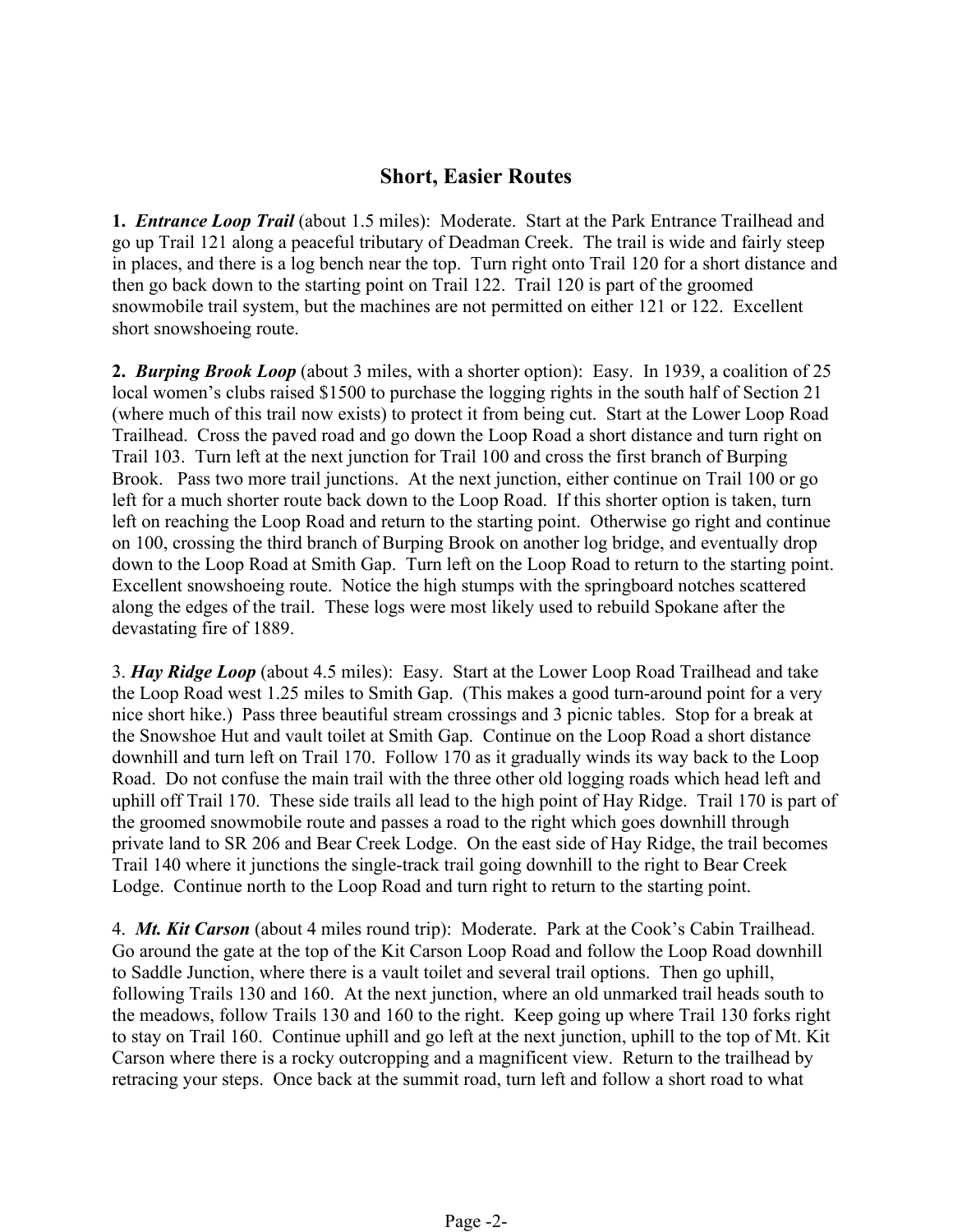## Short, Easier Routes

**1.** ***Entrance Loop Trail*** (about 1.5 miles): Moderate. Start at the Park Entrance Trailhead and go up Trail 121 along a peaceful tributary of Deadman Creek. The trail is wide and fairly steep in places, and there is a log bench near the top. Turn right onto Trail 120 for a short distance and then go back down to the starting point on Trail 122. Trail 120 is part of the groomed snowmobile trail system, but the machines are not permitted on either 121 or 122. Excellent short snowshoeing route.

**2.** ***Burping Brook Loop*** (about 3 miles, with a shorter option): Easy. In 1939, a coalition of 25 local women's clubs raised $1500 to purchase the logging rights in the south half of Section 21 (where much of this trail now exists) to protect it from being cut. Start at the Lower Loop Road Trailhead. Cross the paved road and go down the Loop Road a short distance and turn right on Trail 103. Turn left at the next junction for Trail 100 and cross the first branch of Burping Brook. Pass two more trail junctions. At the next junction, either continue on Trail 100 or go left for a much shorter route back down to the Loop Road. If this shorter option is taken, turn left on reaching the Loop Road and return to the starting point. Otherwise go right and continue on 100, crossing the third branch of Burping Brook on another log bridge, and eventually drop down to the Loop Road at Smith Gap. Turn left on the Loop Road to return to the starting point. Excellent snowshoeing route. Notice the high stumps with the springboard notches scattered along the edges of the trail. These logs were most likely used to rebuild Spokane after the devastating fire of 1889.

3. ***Hay Ridge Loop*** (about 4.5 miles): Easy. Start at the Lower Loop Road Trailhead and take the Loop Road west 1.25 miles to Smith Gap. (This makes a good turn-around point for a very nice short hike.) Pass three beautiful stream crossings and 3 picnic tables. Stop for a break at the Snowshoe Hut and vault toilet at Smith Gap. Continue on the Loop Road a short distance downhill and turn left on Trail 170. Follow 170 as it gradually winds its way back to the Loop Road. Do not confuse the main trail with the three other old logging roads which head left and uphill off Trail 170. These side trails all lead to the high point of Hay Ridge. Trail 170 is part of the groomed snowmobile route and passes a road to the right which goes downhill through private land to SR 206 and Bear Creek Lodge. On the east side of Hay Ridge, the trail becomes Trail 140 where it junctions the single-track trail going downhill to the right to Bear Creek Lodge. Continue north to the Loop Road and turn right to return to the starting point.

4. ***Mt. Kit Carson*** (about 4 miles round trip): Moderate. Park at the Cook's Cabin Trailhead. Go around the gate at the top of the Kit Carson Loop Road and follow the Loop Road downhill to Saddle Junction, where there is a vault toilet and several trail options. Then go uphill, following Trails 130 and 160. At the next junction, where an old unmarked trail heads south to the meadows, follow Trails 130 and 160 to the right. Keep going up where Trail 130 forks right to stay on Trail 160. Continue uphill and go left at the next junction, uphill to the top of Mt. Kit Carson where there is a rocky outcropping and a magnificent view. Return to the trailhead by retracing your steps. Once back at the summit road, turn left and follow a short road to what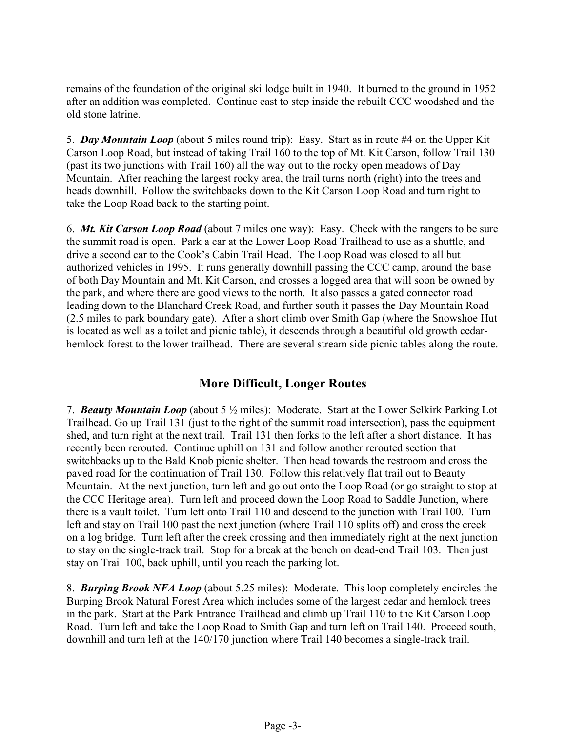remains of the foundation of the original ski lodge built in 1940. It burned to the ground in 1952 after an addition was completed. Continue east to step inside the rebuilt CCC woodshed and the old stone latrine.

5. ***Day Mountain Loop*** (about 5 miles round trip): Easy. Start as in route #4 on the Upper Kit Carson Loop Road, but instead of taking Trail 160 to the top of Mt. Kit Carson, follow Trail 130 (past its two junctions with Trail 160) all the way out to the rocky open meadows of Day Mountain. After reaching the largest rocky area, the trail turns north (right) into the trees and heads downhill. Follow the switchbacks down to the Kit Carson Loop Road and turn right to take the Loop Road back to the starting point.

6. ***Mt. Kit Carson Loop Road*** (about 7 miles one way): Easy. Check with the rangers to be sure the summit road is open. Park a car at the Lower Loop Road Trailhead to use as a shuttle, and drive a second car to the Cook's Cabin Trail Head. The Loop Road was closed to all but authorized vehicles in 1995. It runs generally downhill passing the CCC camp, around the base of both Day Mountain and Mt. Kit Carson, and crosses a logged area that will soon be owned by the park, and where there are good views to the north. It also passes a gated connector road leading down to the Blanchard Creek Road, and further south it passes the Day Mountain Road (2.5 miles to park boundary gate). After a short climb over Smith Gap (where the Snowshoe Hut is located as well as a toilet and picnic table), it descends through a beautiful old growth cedar-hemlock forest to the lower trailhead. There are several stream side picnic tables along the route.

## More Difficult, Longer Routes

7. ***Beauty Mountain Loop*** (about 5 ½ miles): Moderate. Start at the Lower Selkirk Parking Lot Trailhead. Go up Trail 131 (just to the right of the summit road intersection), pass the equipment shed, and turn right at the next trail. Trail 131 then forks to the left after a short distance. It has recently been rerouted. Continue uphill on 131 and follow another rerouted section that switchbacks up to the Bald Knob picnic shelter. Then head towards the restroom and cross the paved road for the continuation of Trail 130. Follow this relatively flat trail out to Beauty Mountain. At the next junction, turn left and go out onto the Loop Road (or go straight to stop at the CCC Heritage area). Turn left and proceed down the Loop Road to Saddle Junction, where there is a vault toilet. Turn left onto Trail 110 and descend to the junction with Trail 100. Turn left and stay on Trail 100 past the next junction (where Trail 110 splits off) and cross the creek on a log bridge. Turn left after the creek crossing and then immediately right at the next junction to stay on the single-track trail. Stop for a break at the bench on dead-end Trail 103. Then just stay on Trail 100, back uphill, until you reach the parking lot.

8. ***Burping Brook NFA Loop*** (about 5.25 miles): Moderate. This loop completely encircles the Burping Brook Natural Forest Area which includes some of the largest cedar and hemlock trees in the park. Start at the Park Entrance Trailhead and climb up Trail 110 to the Kit Carson Loop Road. Turn left and take the Loop Road to Smith Gap and turn left on Trail 140. Proceed south, downhill and turn left at the 140/170 junction where Trail 140 becomes a single-track trail.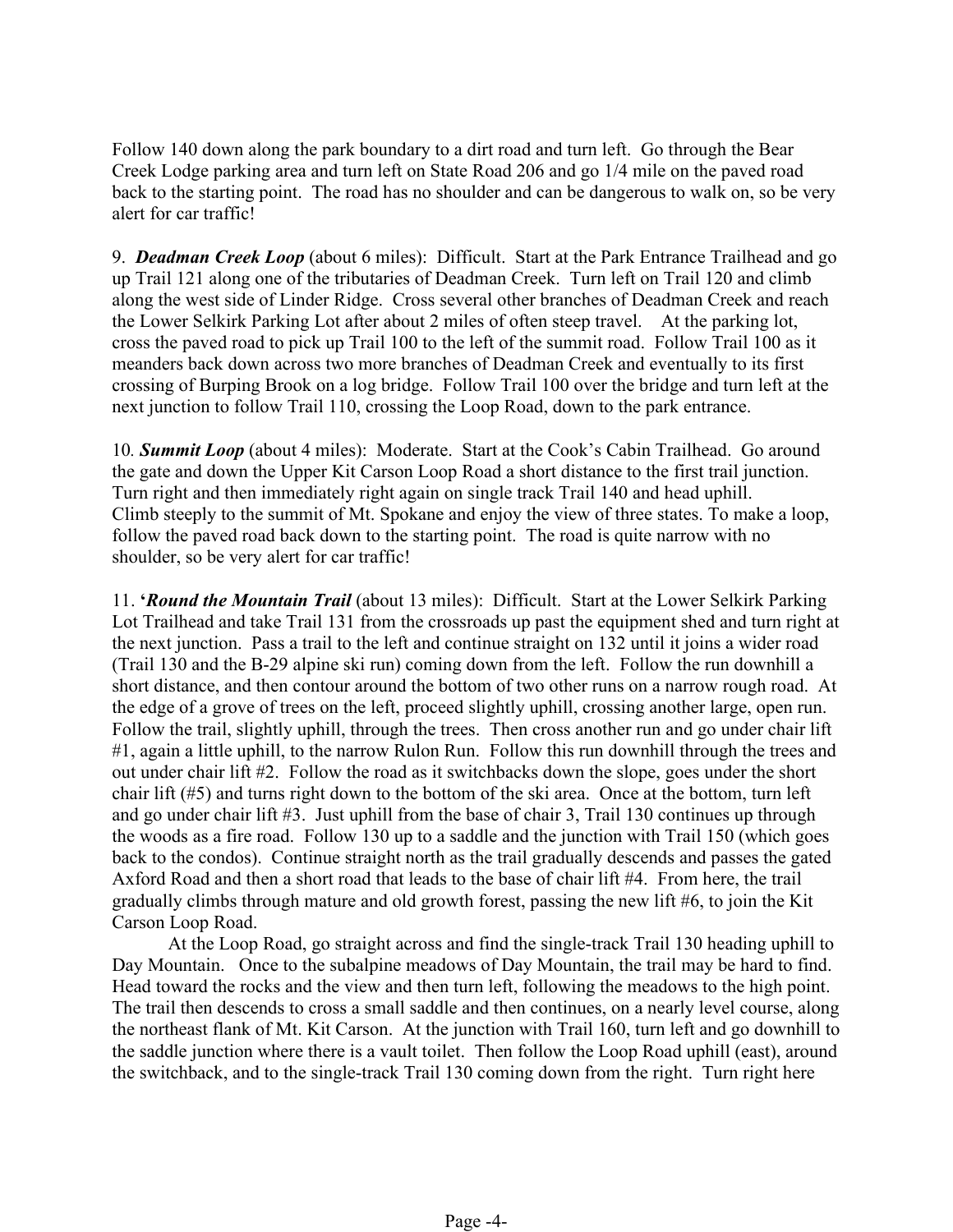Follow 140 down along the park boundary to a dirt road and turn left. Go through the Bear Creek Lodge parking area and turn left on State Road 206 and go 1/4 mile on the paved road back to the starting point. The road has no shoulder and can be dangerous to walk on, so be very alert for car traffic!

9. ***Deadman Creek Loop*** (about 6 miles): Difficult. Start at the Park Entrance Trailhead and go up Trail 121 along one of the tributaries of Deadman Creek. Turn left on Trail 120 and climb along the west side of Linder Ridge. Cross several other branches of Deadman Creek and reach the Lower Selkirk Parking Lot after about 2 miles of often steep travel. At the parking lot, cross the paved road to pick up Trail 100 to the left of the summit road. Follow Trail 100 as it meanders back down across two more branches of Deadman Creek and eventually to its first crossing of Burping Brook on a log bridge. Follow Trail 100 over the bridge and turn left at the next junction to follow Trail 110, crossing the Loop Road, down to the park entrance.

10. ***Summit Loop*** (about 4 miles): Moderate. Start at the Cook's Cabin Trailhead. Go around the gate and down the Upper Kit Carson Loop Road a short distance to the first trail junction. Turn right and then immediately right again on single track Trail 140 and head uphill. Climb steeply to the summit of Mt. Spokane and enjoy the view of three states. To make a loop, follow the paved road back down to the starting point. The road is quite narrow with no shoulder, so be very alert for car traffic!

11. **'*Round the Mountain Trail*** (about 13 miles): Difficult. Start at the Lower Selkirk Parking Lot Trailhead and take Trail 131 from the crossroads up past the equipment shed and turn right at the next junction. Pass a trail to the left and continue straight on 132 until it joins a wider road (Trail 130 and the B-29 alpine ski run) coming down from the left. Follow the run downhill a short distance, and then contour around the bottom of two other runs on a narrow rough road. At the edge of a grove of trees on the left, proceed slightly uphill, crossing another large, open run. Follow the trail, slightly uphill, through the trees. Then cross another run and go under chair lift #1, again a little uphill, to the narrow Rulon Run. Follow this run downhill through the trees and out under chair lift #2. Follow the road as it switchbacks down the slope, goes under the short chair lift (#5) and turns right down to the bottom of the ski area. Once at the bottom, turn left and go under chair lift #3. Just uphill from the base of chair 3, Trail 130 continues up through the woods as a fire road. Follow 130 up to a saddle and the junction with Trail 150 (which goes back to the condos). Continue straight north as the trail gradually descends and passes the gated Axford Road and then a short road that leads to the base of chair lift #4. From here, the trail gradually climbs through mature and old growth forest, passing the new lift #6, to join the Kit Carson Loop Road.

At the Loop Road, go straight across and find the single-track Trail 130 heading uphill to Day Mountain. Once to the subalpine meadows of Day Mountain, the trail may be hard to find. Head toward the rocks and the view and then turn left, following the meadows to the high point. The trail then descends to cross a small saddle and then continues, on a nearly level course, along the northeast flank of Mt. Kit Carson. At the junction with Trail 160, turn left and go downhill to the saddle junction where there is a vault toilet. Then follow the Loop Road uphill (east), around the switchback, and to the single-track Trail 130 coming down from the right. Turn right here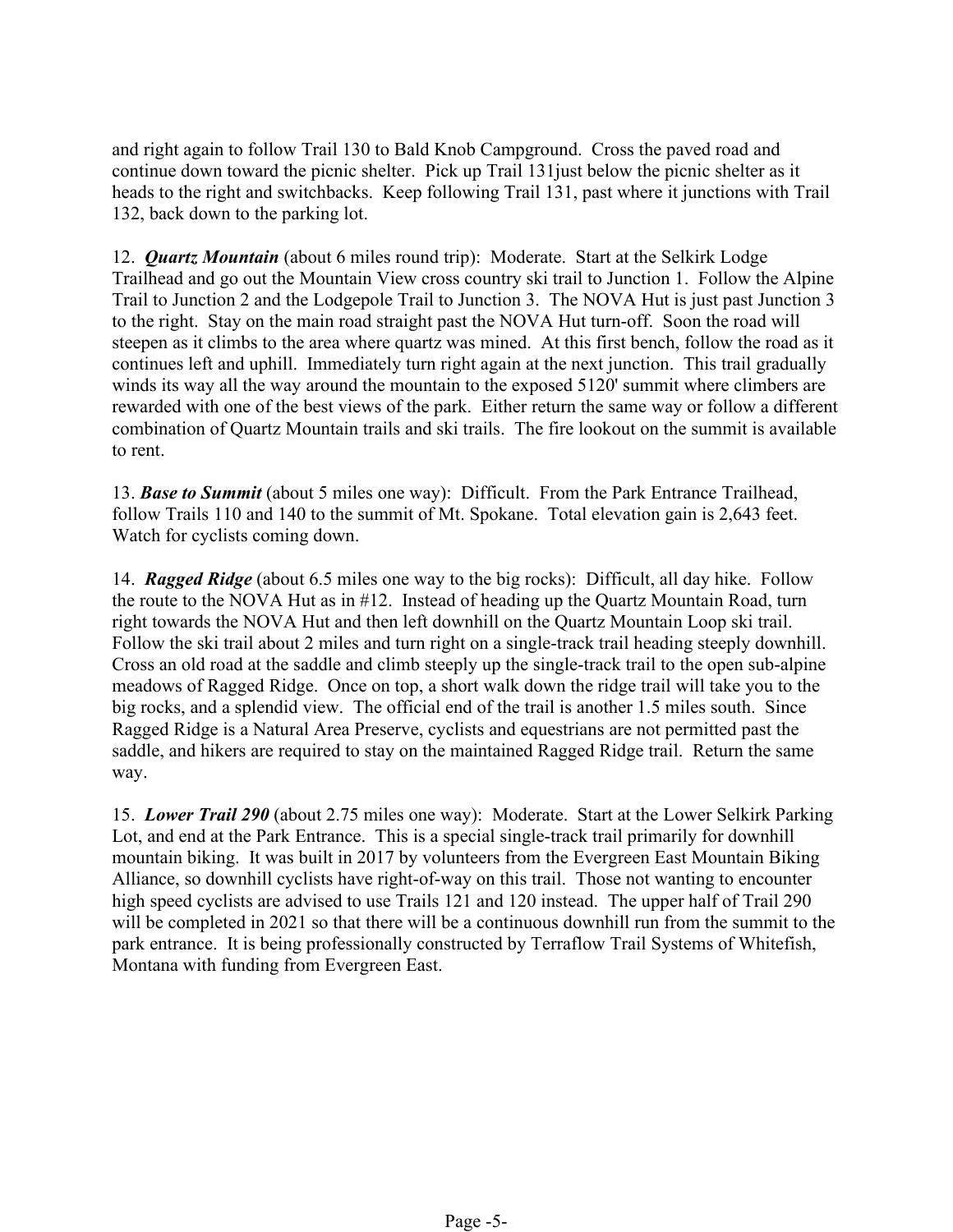and right again to follow Trail 130 to Bald Knob Campground. Cross the paved road and continue down toward the picnic shelter. Pick up Trail 131just below the picnic shelter as it heads to the right and switchbacks. Keep following Trail 131, past where it junctions with Trail 132, back down to the parking lot.

12. ***Quartz Mountain*** (about 6 miles round trip): Moderate. Start at the Selkirk Lodge Trailhead and go out the Mountain View cross country ski trail to Junction 1. Follow the Alpine Trail to Junction 2 and the Lodgepole Trail to Junction 3. The NOVA Hut is just past Junction 3 to the right. Stay on the main road straight past the NOVA Hut turn-off. Soon the road will steepen as it climbs to the area where quartz was mined. At this first bench, follow the road as it continues left and uphill. Immediately turn right again at the next junction. This trail gradually winds its way all the way around the mountain to the exposed 5120' summit where climbers are rewarded with one of the best views of the park. Either return the same way or follow a different combination of Quartz Mountain trails and ski trails. The fire lookout on the summit is available to rent.

13. ***Base to Summit*** (about 5 miles one way): Difficult. From the Park Entrance Trailhead, follow Trails 110 and 140 to the summit of Mt. Spokane. Total elevation gain is 2,643 feet. Watch for cyclists coming down.

14. ***Ragged Ridge*** (about 6.5 miles one way to the big rocks): Difficult, all day hike. Follow the route to the NOVA Hut as in #12. Instead of heading up the Quartz Mountain Road, turn right towards the NOVA Hut and then left downhill on the Quartz Mountain Loop ski trail. Follow the ski trail about 2 miles and turn right on a single-track trail heading steeply downhill. Cross an old road at the saddle and climb steeply up the single-track trail to the open sub-alpine meadows of Ragged Ridge. Once on top, a short walk down the ridge trail will take you to the big rocks, and a splendid view. The official end of the trail is another 1.5 miles south. Since Ragged Ridge is a Natural Area Preserve, cyclists and equestrians are not permitted past the saddle, and hikers are required to stay on the maintained Ragged Ridge trail. Return the same way.

15. ***Lower Trail 290*** (about 2.75 miles one way): Moderate. Start at the Lower Selkirk Parking Lot, and end at the Park Entrance. This is a special single-track trail primarily for downhill mountain biking. It was built in 2017 by volunteers from the Evergreen East Mountain Biking Alliance, so downhill cyclists have right-of-way on this trail. Those not wanting to encounter high speed cyclists are advised to use Trails 121 and 120 instead. The upper half of Trail 290 will be completed in 2021 so that there will be a continuous downhill run from the summit to the park entrance. It is being professionally constructed by Terraflow Trail Systems of Whitefish, Montana with funding from Evergreen East.